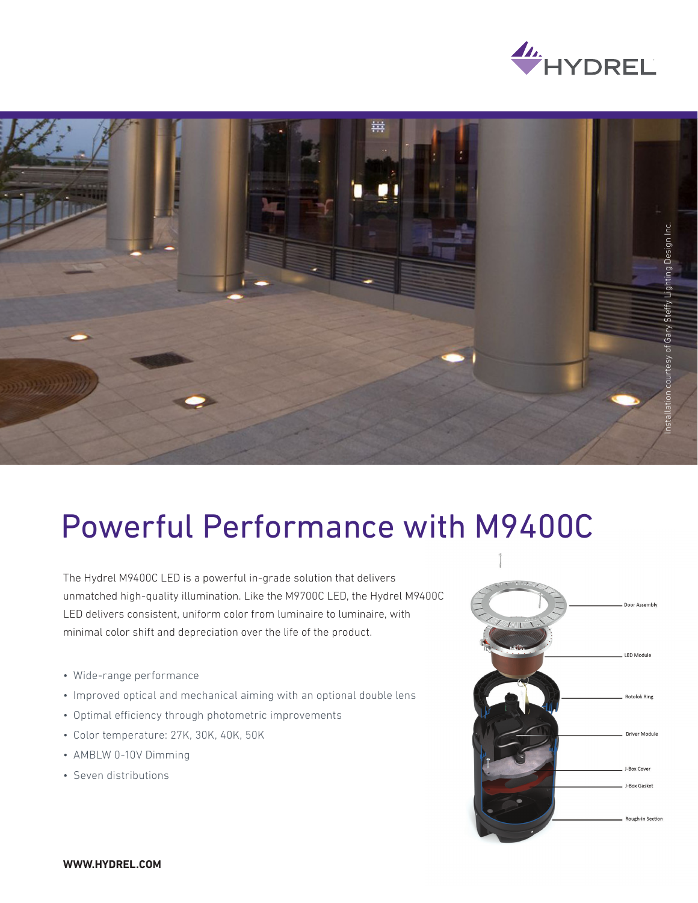# Powerful Performance with M9400C

The Hydrel M9400C LED is a powerful in-grade solution that delivers unmatched high-quality illumination. Like the M9700C LED, the Hydrel M9400C LED delivers consistent, uniform color from luminaire to luminaire, with minimal color shift and depreciation over the life of the product.

- Wide-range performance
- Improved optical and mechanical aiming with an optional double lens
- Optimal efficiency through photometric improvements
- Color temperature: 27K, 30K, 40K, 50K
- AMBLW 0-10V Dimming
- Seven distributions

Door Assembly

LED Module

Rotolok Ring

Driver Module

J-Box Cover

J-Box Gasket

Rough-in Section

Installation courtesy of Gary Steffy Lighting Design Inc.

**WWW.HYDREL.COM**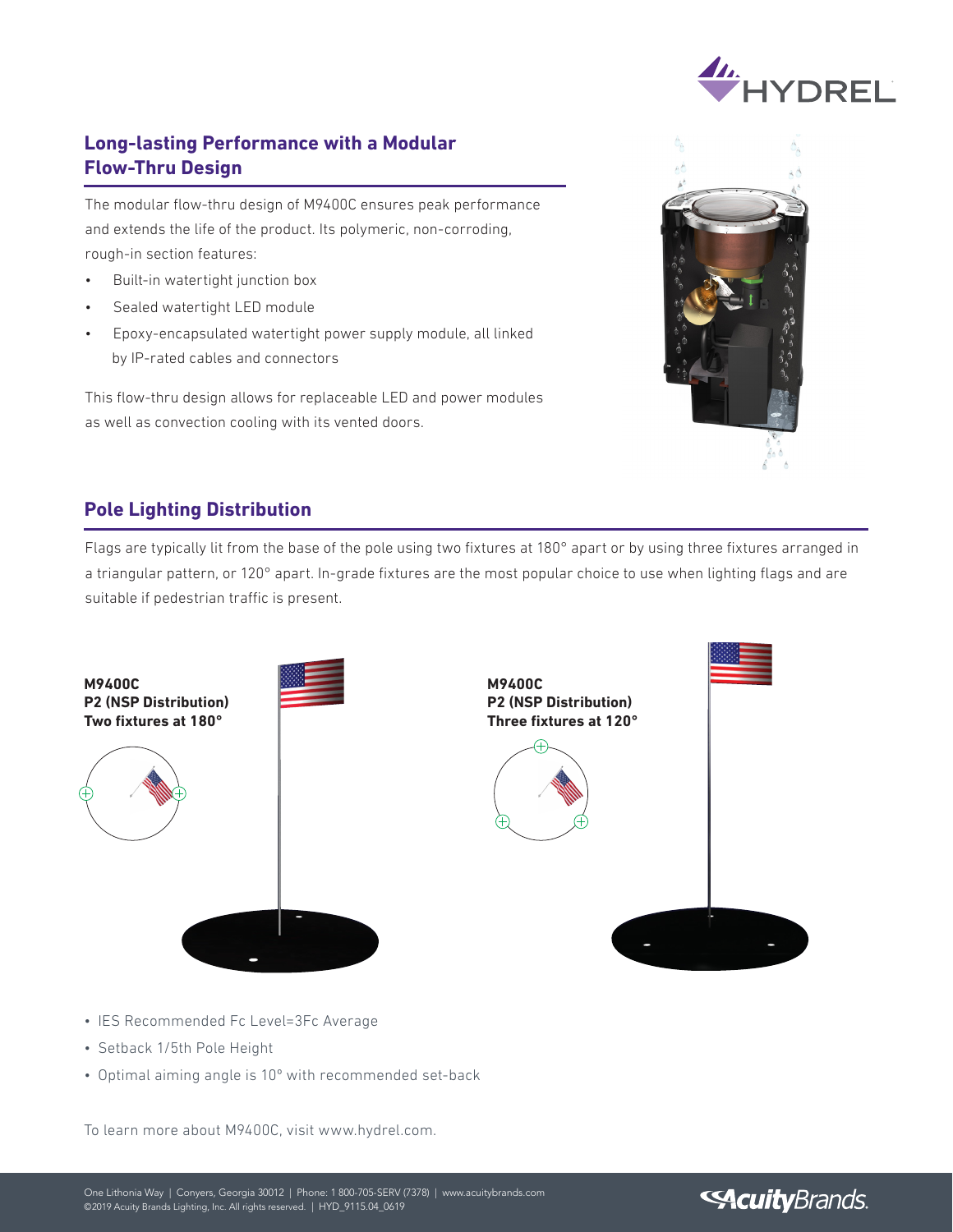## Long-lasting Performance with a Modular Flow-Thru Design

The modular flow-thru design of M9400C ensures peak performance and extends the life of the product. Its polymeric, non-corroding, rough-in section features:

- Built-in watertight junction box
- Sealed watertight LED module
- Epoxy-encapsulated watertight power supply module, all linked by IP-rated cables and connectors

This flow-thru design allows for replaceable LED and power modules as well as convection cooling with its vented doors.

## Pole Lighting Distribution

Flags are typically lit from the base of the pole using two fixtures at 180° apart or by using three fixtures arranged in a triangular pattern, or 120° apart. In-grade fixtures are the most popular choice to use when lighting flags and are suitable if pedestrian traffic is present.

**M9400C**
**P2 (NSP Distribution)**
**Two fixtures at 180°**

**M9400C**
**P2 (NSP Distribution)**
**Three fixtures at 120°**

- IES Recommended Fc Level=3Fc Average
- Setback 1/5th Pole Height
- Optimal aiming angle is 10° with recommended set-back

To learn more about M9400C, visit www.hydrel.com.

One Lithonia Way | Conyers, Georgia 30012 | Phone: 1 800-705-SERV (7378) | www.acuitybrands.com
©2019 Acuity Brands Lighting, Inc. All rights reserved. | HYD_9115.04_0619